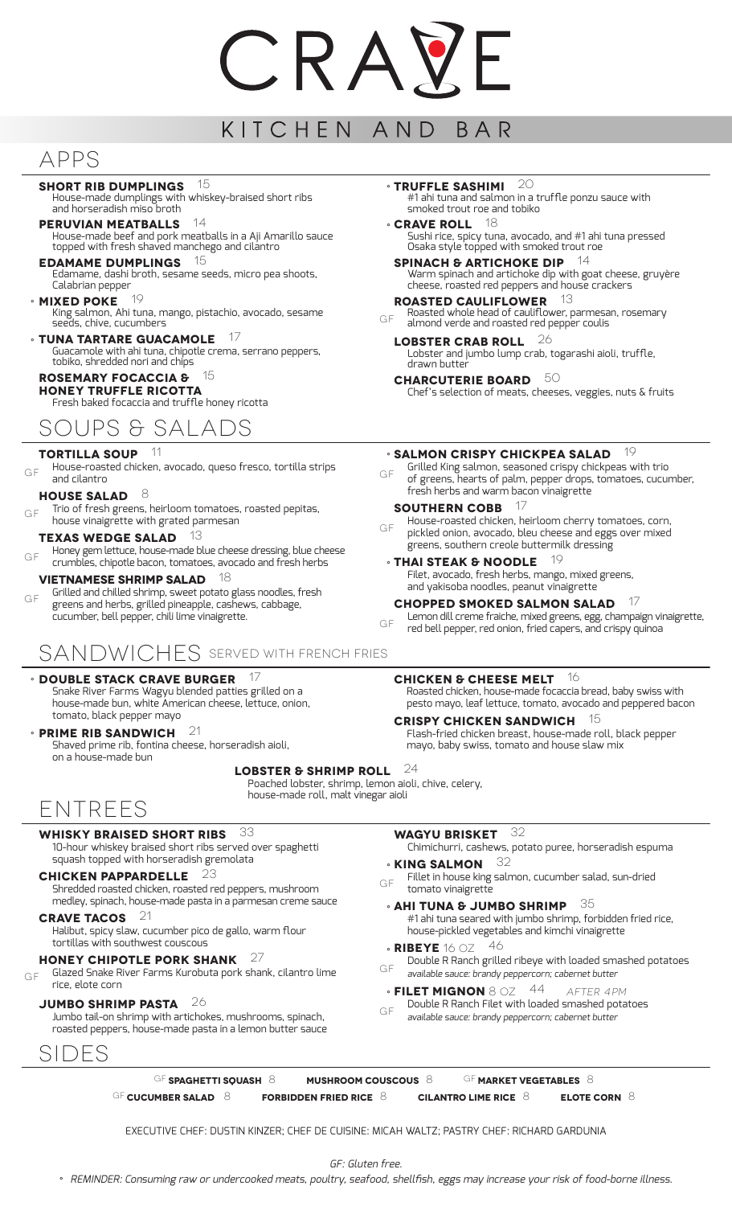# CRAVE

## KITCHEN AND BAR

## APPS

**SHORT RIB DUMPLINGS** 15
House-made dumplings with whiskey-braised short ribs and horseradish miso broth

**PERUVIAN MEATBALLS** 14
House-made beef and pork meatballs in a Aji Amarillo sauce topped with fresh shaved manchego and cilantro

**EDAMAME DUMPLINGS** 15
Edamame, dashi broth, sesame seeds, micro pea shoots, Calabrian pepper

° **MIXED POKE** 19
King salmon, Ahi tuna, mango, pistachio, avocado, sesame seeds, chive, cucumbers

° **TUNA TARTARE GUACAMOLE** 17
Guacamole with ahi tuna, chipotle crema, serrano peppers, tobiko, shredded nori and chips

**ROSEMARY FOCACCIA & HONEY TRUFFLE RICOTTA** 15
Fresh baked focaccia and truffle honey ricotta

° **TRUFFLE SASHIMI** 20
#1 ahi tuna and salmon in a truffle ponzu sauce with smoked trout roe and tobiko

° **CRAVE ROLL** 18
Sushi rice, spicy tuna, avocado, and #1 ahi tuna pressed Osaka style topped with smoked trout roe

**SPINACH & ARTICHOKE DIP** 14
Warm spinach and artichoke dip with goat cheese, gruyère cheese, roasted red peppers and house crackers

GF **ROASTED CAULIFLOWER** 13
Roasted whole head of cauliflower, parmesan, rosemary almond verde and roasted red pepper coulis

**LOBSTER CRAB ROLL** 26
Lobster and jumbo lump crab, togarashi aioli, truffle, drawn butter

**CHARCUTERIE BOARD** 50
Chef's selection of meats, cheeses, veggies, nuts & fruits

## SOUPS & SALADS

GF **TORTILLA SOUP** 11
House-roasted chicken, avocado, queso fresco, tortilla strips and cilantro

GF **HOUSE SALAD** 8
Trio of fresh greens, heirloom tomatoes, roasted pepitas, house vinaigrette with grated parmesan

GF **TEXAS WEDGE SALAD** 13
Honey gem lettuce, house-made blue cheese dressing, blue cheese crumbles, chipotle bacon, tomatoes, avocado and fresh herbs

GF **VIETNAMESE SHRIMP SALAD** 18
Grilled and chilled shrimp, sweet potato glass noodles, fresh greens and herbs, grilled pineapple, cashews, cabbage, cucumber, bell pepper, chili lime vinaigrette.

GF ° **SALMON CRISPY CHICKPEA SALAD** 19
Grilled King salmon, seasoned crispy chickpeas with trio of greens, hearts of palm, pepper drops, tomatoes, cucumber, fresh herbs and warm bacon vinaigrette

GF **SOUTHERN COBB** 17
House-roasted chicken, heirloom cherry tomatoes, corn, pickled onion, avocado, bleu cheese and eggs over mixed greens, southern creole buttermilk dressing

° **THAI STEAK & NOODLE** 19
Filet, avocado, fresh herbs, mango, mixed greens, and yakisoba noodles, peanut vinaigrette

GF **CHOPPED SMOKED SALMON SALAD** 17
Lemon dill creme fraiche, mixed greens, egg, champaign vinaigrette, red bell pepper, red onion, fried capers, and crispy quinoa

## SANDWICHES SERVED WITH FRENCH FRIES

° **DOUBLE STACK CRAVE BURGER** 17
Snake River Farms Wagyu blended patties grilled on a house-made bun, white American cheese, lettuce, onion, tomato, black pepper mayo

° **PRIME RIB SANDWICH** 21
Shaved prime rib, fontina cheese, horseradish aioli, on a house-made bun

**CHICKEN & CHEESE MELT** 16
Roasted chicken, house-made focaccia bread, baby swiss with pesto mayo, leaf lettuce, tomato, avocado and peppered bacon

**CRISPY CHICKEN SANDWICH** 15
Flash-fried chicken breast, house-made roll, black pepper mayo, baby swiss, tomato and house slaw mix

**LOBSTER & SHRIMP ROLL** 24
Poached lobster, shrimp, lemon aioli, chive, celery, house-made roll, malt vinegar aioli

## ENTREES

**WHISKY BRAISED SHORT RIBS** 33
10-hour whiskey braised short ribs served over spaghetti squash topped with horseradish gremolata

**CHICKEN PAPPARDELLE** 23
Shredded roasted chicken, roasted red peppers, mushroom medley, spinach, house-made pasta in a parmesan creme sauce

**CRAVE TACOS** 21
Halibut, spicy slaw, cucumber pico de gallo, warm flour tortillas with southwest couscous

GF **HONEY CHIPOTLE PORK SHANK** 27
Glazed Snake River Farms Kurobuta pork shank, cilantro lime rice, elote corn

**JUMBO SHRIMP PASTA** 26
Jumbo tail-on shrimp with artichokes, mushrooms, spinach, roasted peppers, house-made pasta in a lemon butter sauce

**WAGYU BRISKET** 32
Chimichurri, cashews, potato puree, horseradish espuma

GF ° **KING SALMON** 32
Fillet in house king salmon, cucumber salad, sun-dried tomato vinaigrette

° **AHI TUNA & JUMBO SHRIMP** 35
#1 ahi tuna seared with jumbo shrimp, forbidden fried rice, house-pickled vegetables and kimchi vinaigrette

GF ° **RIBEYE** 16 OZ 46
Double R Ranch grilled ribeye with loaded smashed potatoes
*available sauce: brandy peppercorn; cabernet butter*

GF ° **FILET MIGNON** 8 OZ 44 *AFTER 4PM*
Double R Ranch Filet with loaded smashed potatoes
*available sauce: brandy peppercorn; cabernet butter*

## SIDES

GF **SPAGHETTI SQUASH** 8 | **MUSHROOM COUSCOUS** 8 | GF **MARKET VEGETABLES** 8

GF **CUCUMBER SALAD** 8 | **FORBIDDEN FRIED RICE** 8 | **CILANTRO LIME RICE** 8 | **ELOTE CORN** 8

EXECUTIVE CHEF: DUSTIN KINZER; CHEF DE CUISINE: MICAH WALTZ; PASTRY CHEF: RICHARD GARDUNIA

*GF: Gluten free.*

*° REMINDER: Consuming raw or undercooked meats, poultry, seafood, shellfish, eggs may increase your risk of food-borne illness.*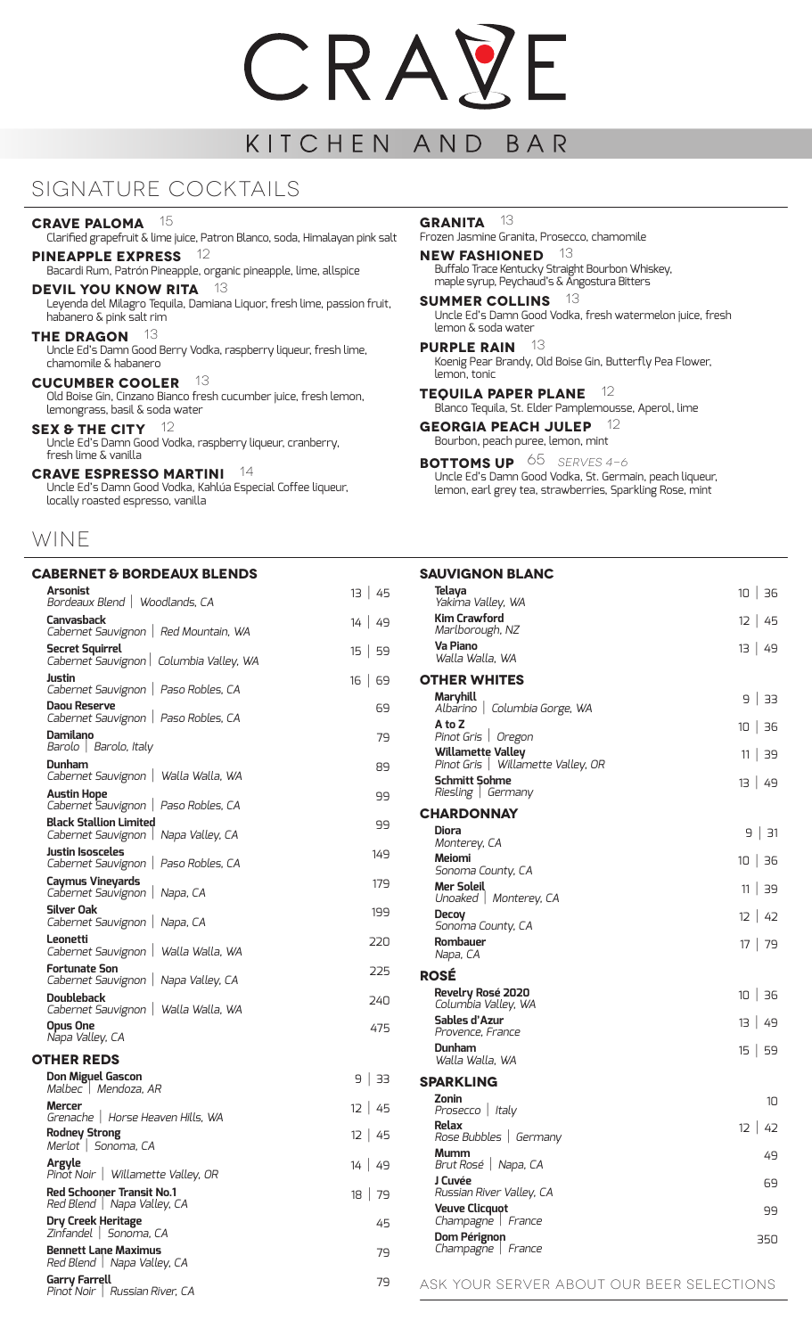# CRAVE

## KITCHEN AND BAR

## SIGNATURE COCKTAILS

**CRAVE PALOMA** 15
Clarified grapefruit & lime juice, Patron Blanco, soda, Himalayan pink salt

**PINEAPPLE EXPRESS** 12
Bacardi Rum, Patrón Pineapple, organic pineapple, lime, allspice

**DEVIL YOU KNOW RITA** 13
Leyenda del Milagro Tequila, Damiana Liquor, fresh lime, passion fruit, habanero & pink salt rim

**THE DRAGON** 13
Uncle Ed's Damn Good Berry Vodka, raspberry liqueur, fresh lime, chamomile & habanero

**CUCUMBER COOLER** 13
Old Boise Gin, Cinzano Bianco fresh cucumber juice, fresh lemon, lemongrass, basil & soda water

**SEX & THE CITY** 12
Uncle Ed's Damn Good Vodka, raspberry liqueur, cranberry, fresh lime & vanilla

**CRAVE ESPRESSO MARTINI** 14
Uncle Ed's Damn Good Vodka, Kahlúa Especial Coffee liqueur, locally roasted espresso, vanilla

**GRANITA** 13
Frozen Jasmine Granita, Prosecco, chamomile

**NEW FASHIONED** 13
Buffalo Trace Kentucky Straight Bourbon Whiskey, maple syrup, Peychaud's & Angostura Bitters

**SUMMER COLLINS** 13
Uncle Ed's Damn Good Vodka, fresh watermelon juice, fresh lemon & soda water

**PURPLE RAIN** 13
Koenig Pear Brandy, Old Boise Gin, Butterfly Pea Flower, lemon, tonic

**TEQUILA PAPER PLANE** 12
Blanco Tequila, St. Elder Pamplemousse, Aperol, lime

**GEORGIA PEACH JULEP** 12
Bourbon, peach puree, lemon, mint

**BOTTOMS UP** 65 *SERVES 4-6*
Uncle Ed's Damn Good Vodka, St. Germain, peach liqueur, lemon, earl grey tea, strawberries, Sparkling Rose, mint

## WINE

### CABERNET & BORDEAUX BLENDS

| | |
|---|---|
| **Arsonist** *Bordeaux Blend \| Woodlands, CA* | 13 \| 45 |
| **Canvasback** *Cabernet Sauvignon \| Red Mountain, WA* | 14 \| 49 |
| **Secret Squirrel** *Cabernet Sauvignon \| Columbia Valley, WA* | 15 \| 59 |
| **Justin** *Cabernet Sauvignon \| Paso Robles, CA* | 16 \| 69 |
| **Daou Reserve** *Cabernet Sauvignon \| Paso Robles, CA* | 69 |
| **Damilano** *Barolo \| Barolo, Italy* | 79 |
| **Dunham** *Cabernet Sauvignon \| Walla Walla, WA* | 89 |
| **Austin Hope** *Cabernet Sauvignon \| Paso Robles, CA* | 99 |
| **Black Stallion Limited** *Cabernet Sauvignon \| Napa Valley, CA* | 99 |
| **Justin Isosceles** *Cabernet Sauvignon \| Paso Robles, CA* | 149 |
| **Caymus Vineyards** *Cabernet Sauvignon \| Napa, CA* | 179 |
| **Silver Oak** *Cabernet Sauvignon \| Napa, CA* | 199 |
| **Leonetti** *Cabernet Sauvignon \| Walla Walla, WA* | 220 |
| **Fortunate Son** *Cabernet Sauvignon \| Napa Valley, CA* | 225 |
| **Doubleback** *Cabernet Sauvignon \| Walla Walla, WA* | 240 |
| **Opus One** *Napa Valley, CA* | 475 |

### OTHER REDS

| | |
|---|---|
| **Don Miguel Gascon** *Malbec \| Mendoza, AR* | 9 \| 33 |
| **Mercer** *Grenache \| Horse Heaven Hills, WA* | 12 \| 45 |
| **Rodney Strong** *Merlot \| Sonoma, CA* | 12 \| 45 |
| **Argyle** *Pinot Noir \| Willamette Valley, OR* | 14 \| 49 |
| **Red Schooner Transit No.1** *Red Blend \| Napa Valley, CA* | 18 \| 79 |
| **Dry Creek Heritage** *Zinfandel \| Sonoma, CA* | 45 |
| **Bennett Lane Maximus** *Red Blend \| Napa Valley, CA* | 79 |
| **Garry Farrell** *Pinot Noir \| Russian River, CA* | 79 |

### SAUVIGNON BLANC

| | |
|---|---|
| **Telaya** *Yakima Valley, WA* | 10 \| 36 |
| **Kim Crawford** *Marlborough, NZ* | 12 \| 45 |
| **Va Piano** *Walla Walla, WA* | 13 \| 49 |

### OTHER WHITES

| | |
|---|---|
| **Maryhill** *Albarino \| Columbia Gorge, WA* | 9 \| 33 |
| **A to Z** *Pinot Gris \| Oregon* | 10 \| 36 |
| **Willamette Valley** *Pinot Gris \| Willamette Valley, OR* | 11 \| 39 |
| **Schmitt Sohme** *Riesling \| Germany* | 13 \| 49 |

### CHARDONNAY

| | |
|---|---|
| **Diora** *Monterey, CA* | 9 \| 31 |
| **Meiomi** *Sonoma County, CA* | 10 \| 36 |
| **Mer Soleil** *Unoaked \| Monterey, CA* | 11 \| 39 |
| **Decoy** *Sonoma County, CA* | 12 \| 42 |
| **Rombauer** *Napa, CA* | 17 \| 79 |

### ROSÉ

| | |
|---|---|
| **Revelry Rosé 2020** *Columbia Valley, WA* | 10 \| 36 |
| **Sables d'Azur** *Provence, France* | 13 \| 49 |
| **Dunham** *Walla Walla, WA* | 15 \| 59 |

### SPARKLING

| | |
|---|---|
| **Zonin** *Prosecco \| Italy* | 10 |
| **Relax** *Rose Bubbles \| Germany* | 12 \| 42 |
| **Mumm** *Brut Rosé \| Napa, CA* | 49 |
| **J Cuvée** *Russian River Valley, CA* | 69 |
| **Veuve Clicquot** *Champagne \| France* | 99 |
| **Dom Pérignon** *Champagne \| France* | 350 |

ASK YOUR SERVER ABOUT OUR BEER SELECTIONS